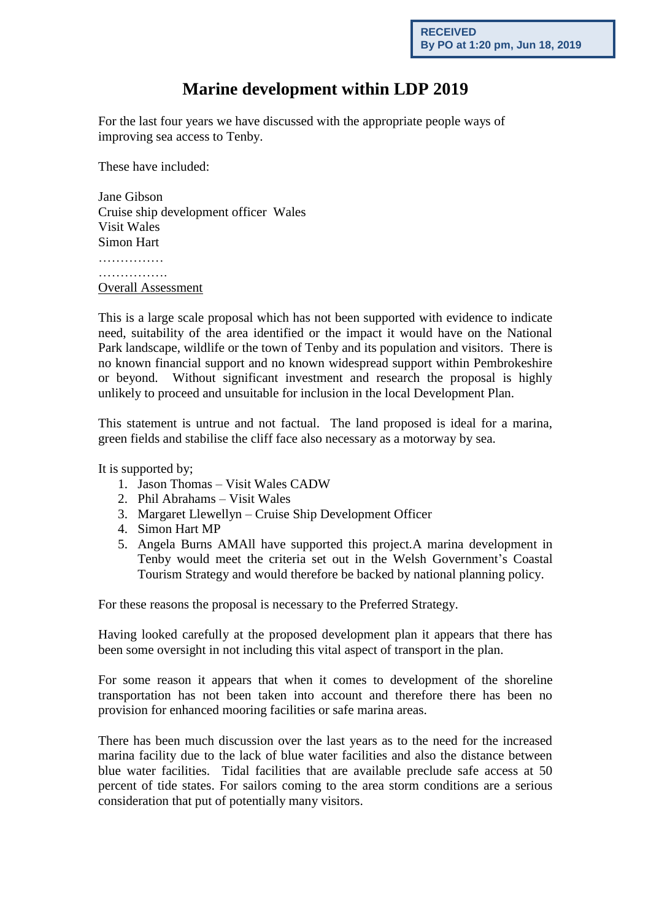RECEIVED
By PO at 1:20 pm, Jun 18, 2019

# Marine development within LDP 2019

For the last four years we have discussed with the appropriate people ways of improving sea access to Tenby.

These have included:

Jane Gibson
Cruise ship development officer Wales
Visit Wales
Simon Hart
……………
…………….
<u>Overall Assessment</u>

This is a large scale proposal which has not been supported with evidence to indicate need, suitability of the area identified or the impact it would have on the National Park landscape, wildlife or the town of Tenby and its population and visitors. There is no known financial support and no known widespread support within Pembrokeshire or beyond. Without significant investment and research the proposal is highly unlikely to proceed and unsuitable for inclusion in the local Development Plan.

This statement is untrue and not factual. The land proposed is ideal for a marina, green fields and stabilise the cliff face also necessary as a motorway by sea.

It is supported by;

1. Jason Thomas – Visit Wales CADW
2. Phil Abrahams – Visit Wales
3. Margaret Llewellyn – Cruise Ship Development Officer
4. Simon Hart MP
5. Angela Burns AMAll have supported this project.A marina development in Tenby would meet the criteria set out in the Welsh Government's Coastal Tourism Strategy and would therefore be backed by national planning policy.

For these reasons the proposal is necessary to the Preferred Strategy.

Having looked carefully at the proposed development plan it appears that there has been some oversight in not including this vital aspect of transport in the plan.

For some reason it appears that when it comes to development of the shoreline transportation has not been taken into account and therefore there has been no provision for enhanced mooring facilities or safe marina areas.

There has been much discussion over the last years as to the need for the increased marina facility due to the lack of blue water facilities and also the distance between blue water facilities. Tidal facilities that are available preclude safe access at 50 percent of tide states. For sailors coming to the area storm conditions are a serious consideration that put of potentially many visitors.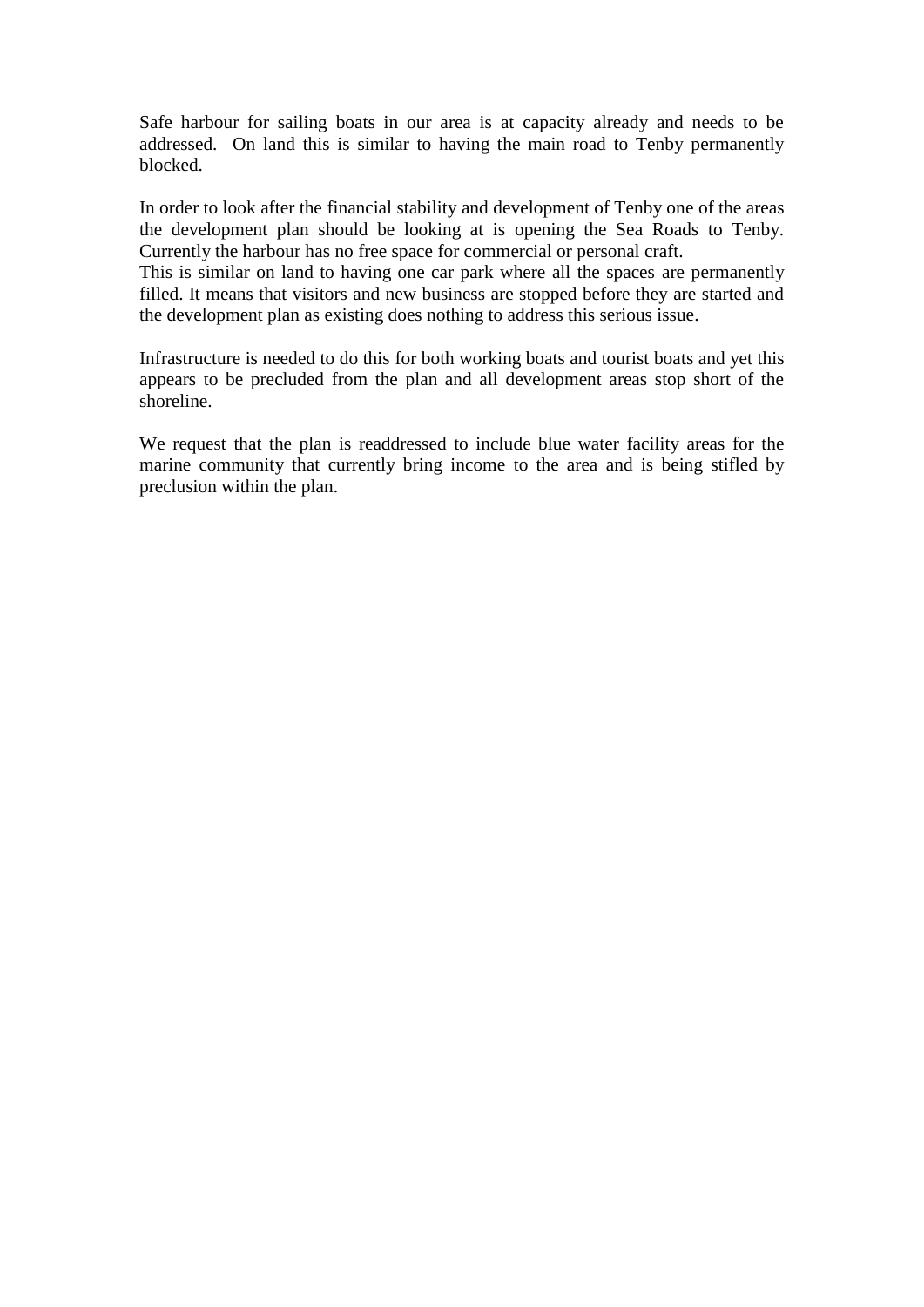Safe harbour for sailing boats in our area is at capacity already and needs to be addressed. On land this is similar to having the main road to Tenby permanently blocked.

In order to look after the financial stability and development of Tenby one of the areas the development plan should be looking at is opening the Sea Roads to Tenby. Currently the harbour has no free space for commercial or personal craft.
This is similar on land to having one car park where all the spaces are permanently filled. It means that visitors and new business are stopped before they are started and the development plan as existing does nothing to address this serious issue.

Infrastructure is needed to do this for both working boats and tourist boats and yet this appears to be precluded from the plan and all development areas stop short of the shoreline.

We request that the plan is readdressed to include blue water facility areas for the marine community that currently bring income to the area and is being stifled by preclusion within the plan.